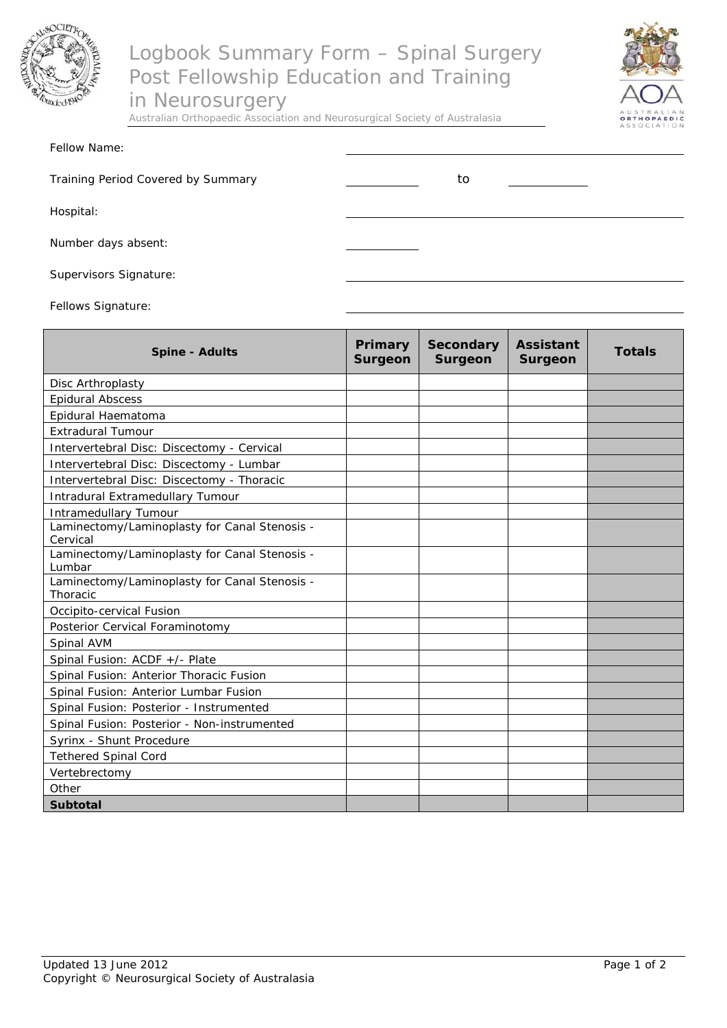# Logbook Summary Form – Spinal Surgery Post Fellowship Education and Training in Neurosurgery

Australian Orthopaedic Association and Neurosurgical Society of Australasia

Fellow Name: ______________________________

Training Period Covered by Summary __________ to __________

Hospital: ______________________________

Number days absent: __________

Supervisors Signature: ______________________________

Fellows Signature: ______________________________

| Spine - Adults | Primary Surgeon | Secondary Surgeon | Assistant Surgeon | Totals |
|---|---|---|---|---|
| Disc Arthroplasty | | | | |
| Epidural Abscess | | | | |
| Epidural Haematoma | | | | |
| Extradural Tumour | | | | |
| Intervertebral Disc: Discectomy - Cervical | | | | |
| Intervertebral Disc: Discectomy - Lumbar | | | | |
| Intervertebral Disc: Discectomy - Thoracic | | | | |
| Intradural Extramedullary Tumour | | | | |
| Intramedullary Tumour | | | | |
| Laminectomy/Laminoplasty for Canal Stenosis - Cervical | | | | |
| Laminectomy/Laminoplasty for Canal Stenosis - Lumbar | | | | |
| Laminectomy/Laminoplasty for Canal Stenosis - Thoracic | | | | |
| Occipito-cervical Fusion | | | | |
| Posterior Cervical Foraminotomy | | | | |
| Spinal AVM | | | | |
| Spinal Fusion: ACDF +/- Plate | | | | |
| Spinal Fusion: Anterior Thoracic Fusion | | | | |
| Spinal Fusion: Anterior Lumbar Fusion | | | | |
| Spinal Fusion: Posterior - Instrumented | | | | |
| Spinal Fusion: Posterior - Non-instrumented | | | | |
| Syrinx - Shunt Procedure | | | | |
| Tethered Spinal Cord | | | | |
| Vertebrectomy | | | | |
| Other | | | | |
| **Subtotal** | | | | |

Updated 13 June 2012
Copyright © Neurosurgical Society of Australasia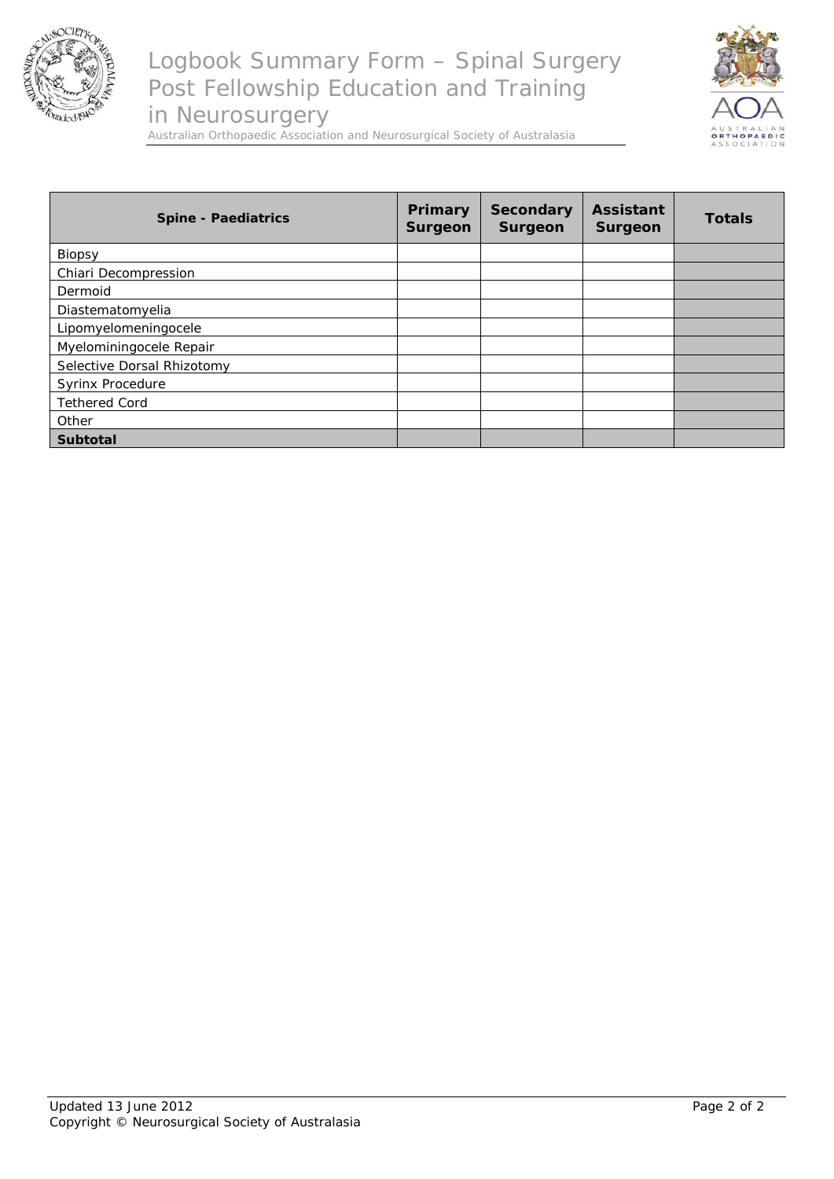# Logbook Summary Form – Spinal Surgery Post Fellowship Education and Training in Neurosurgery

Australian Orthopaedic Association and Neurosurgical Society of Australasia

| Spine - Paediatrics | Primary Surgeon | Secondary Surgeon | Assistant Surgeon | Totals |
| --- | --- | --- | --- | --- |
| Biopsy | | | | |
| Chiari Decompression | | | | |
| Dermoid | | | | |
| Diastematomyelia | | | | |
| Lipomyelomeningocele | | | | |
| Myelominingocele Repair | | | | |
| Selective Dorsal Rhizotomy | | | | |
| Syrinx Procedure | | | | |
| Tethered Cord | | | | |
| Other | | | | |
| **Subtotal** | | | | |

Updated 13 June 2012
Copyright © Neurosurgical Society of Australasia